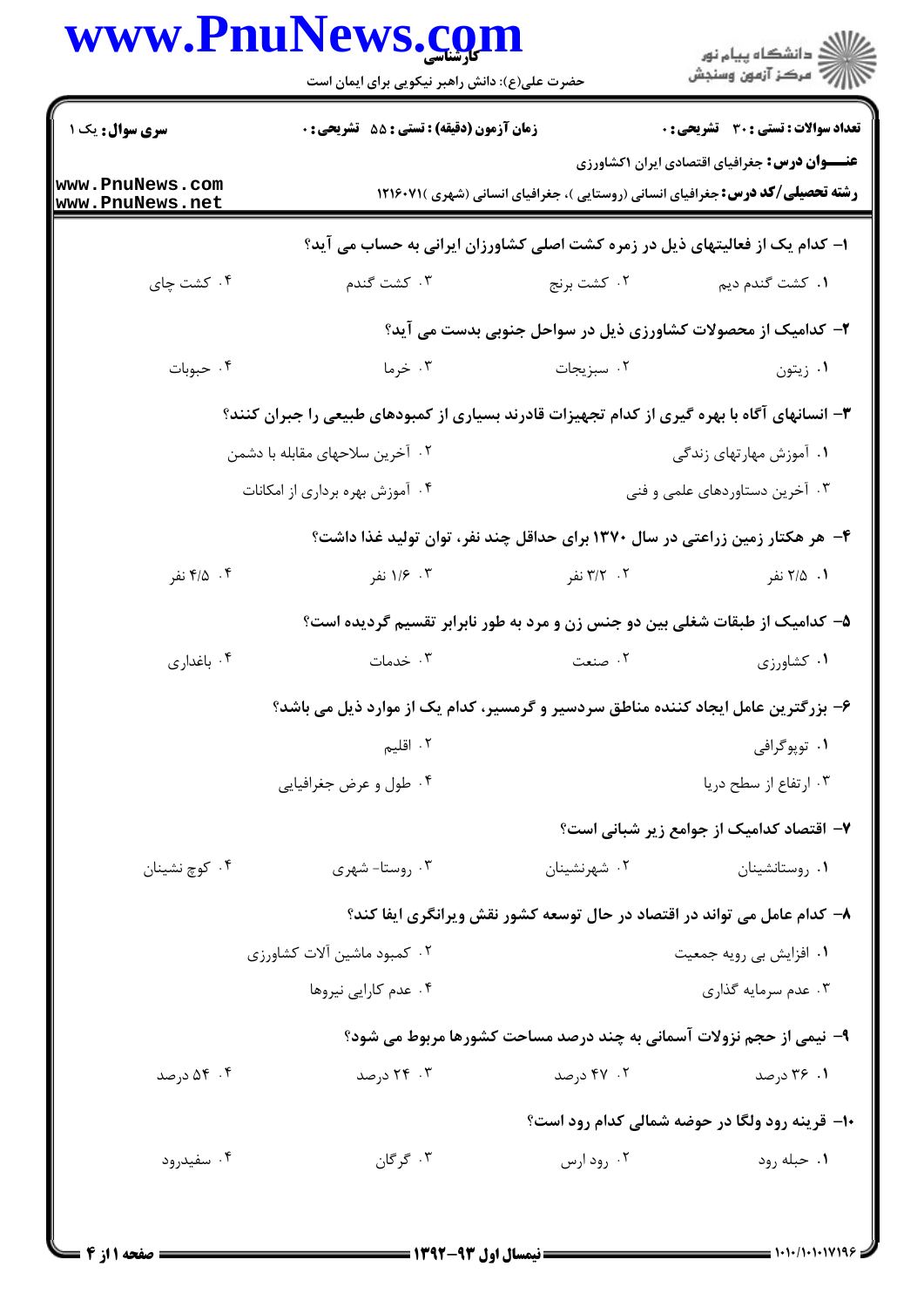**سری سوال:** یک ۱

**زمان آزمون (دقیقه) : تستی : ۵۵ تشریحی : ۰**

**تعداد سوالات : تستی : ۳۰ تشریحی : ۰**

**عنـــوان درس:** جغرافیای اقتصادی ایران ۱کشاورزی

**رشته تحصیلی/کد درس:** جغرافیای انسانی (روستایی )، جغرافیای انسانی (شهری )۱۲۱۶۰۷۱

۱- کدام یک از فعالیتهای ذیل در زمره کشت اصلی کشاورزان ایرانی به حساب می آید؟

۱. کشت گندم دیم ۲. کشت برنج ۳. کشت گندم ۴. کشت چای

۲- کدامیک از محصولات کشاورزی ذیل در سواحل جنوبی بدست می آید؟

۱. زیتون ۲. سبزیجات ۳. خرما ۴. حبوبات

۳- انسانهای آگاه با بهره گیری از کدام تجهیزات قادرند بسیاری از کمبودهای طبیعی را جبران کنند؟

۱. آموزش مهارتهای زندگی

۲. آخرین سلاحهای مقابله با دشمن

۳. آخرین دستاوردهای علمی و فنی

۴. آموزش بهره برداری از امکانات

۴- هر هکتار زمین زراعتی در سال ۱۳۷۰ برای حداقل چند نفر، توان تولید غذا داشت؟

۱. ۲/۵ نفر ۲. ۳/۲ نفر ۳. ۱/۶ نفر ۴. ۴/۵ نفر

۵- کدامیک از طبقات شغلی بین دو جنس زن و مرد به طور نابرابر تقسیم گردیده است؟

۱. کشاورزی ۲. صنعت ۳. خدمات ۴. باغداری

۶- بزرگترین عامل ایجاد کننده مناطق سردسیر و گرمسیر، کدام یک از موارد ذیل می باشد؟

۱. توپوگرافی

۲. اقلیم

۳. ارتفاع از سطح دریا

۴. طول و عرض جغرافیایی

۷- اقتصاد کدامیک از جوامع زیر شبانی است؟

۱. روستانشینان ۲. شهرنشینان ۳. روستا- شهری ۴. کوچ نشینان

۸- کدام عامل می تواند در اقتصاد در حال توسعه کشور نقش ویرانگری ایفا کند؟

۱. افزایش بی رویه جمعیت

۲. کمبود ماشین آلات کشاورزی

۳. عدم سرمایه گذاری

۴. عدم کارایی نیروها

۹- نیمی از حجم نزولات آسمانی به چند درصد مساحت کشورها مربوط می شود؟

۱. ۳۶ درصد ۲. ۴۷ درصد ۳. ۲۴ درصد ۴. ۵۴ درصد

۱۰- قرینه رود ولگا در حوضه شمالی کدام رود است؟

۱. حبله رود ۲. رود ارس ۳. گرگان ۴. سفیدرود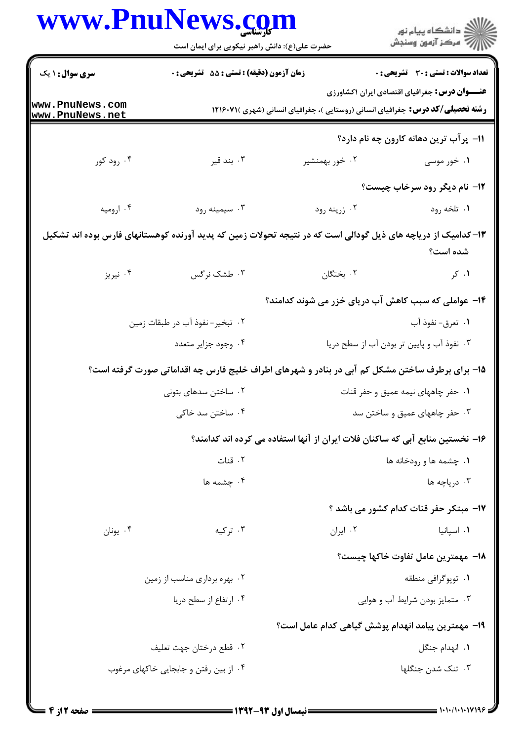**سری سوال:** ۱ یک

**زمان آزمون (دقیقه) :** تستی : ۵۵ تشریحی : ۰

**تعداد سوالات :** تستی : ۳۰ تشریحی : ۰

**عنـــوان درس:** جغرافیای اقتصادی ایران ۱کشاورزی

**رشته تحصیلی/کد درس:** جغرافیای انسانی (روستایی )، جغرافیای انسانی (شهری )۱۲۱۶۰۷۱

۱۱- پرآب ترین دهانه کارون چه نام دارد؟

۱. خور موسی ۲. خور بهمنشیر ۳. بند قیر ۴. رود کور

۱۲- نام دیگر رود سرخاب چیست؟

۱. تلخه رود ۲. زرینه رود ۳. سیمینه رود ۴. ارومیه

۱۳-کدامیک از دریاچه های ذیل گودالی است که در نتیجه تحولات زمین که پدید آورنده کوهستانهای فارس بوده اند تشکیل شده است؟

۱. کر ۲. بختگان ۳. طشک نرگس ۴. نیریز

۱۴- عواملی که سبب کاهش آب دریای خزر می شوند کدامند؟

۱. تعرق- نفوذ آب

۲. تبخیر- نفوذ آب در طبقات زمین

۳. نفوذ آب و پایین تر بودن آب از سطح دریا

۴. وجود جزایر متعدد

۱۵- برای برطرف ساختن مشکل کم آبی در بنادر و شهرهای اطراف خلیج فارس چه اقداماتی صورت گرفته است؟

۱. حفر چاههای نیمه عمیق و حفر قنات

۲. ساختن سدهای بتونی

۳. حفر چاههای عمیق و ساختن سد

۴. ساختن سد خاکی

۱۶- نخستین منابع آبی که ساکنان فلات ایران از آنها استفاده می کرده اند کدامند؟

۱. چشمه ها و رودخانه ها

۲. قنات

۳. دریاچه ها

۴. چشمه ها

۱۷- مبتکر حفر قنات کدام کشور می باشد ؟

۱. اسپانیا ۲. ایران ۳. ترکیه ۴. یونان

۱۸- مهمترین عامل تفاوت خاکها چیست؟

۱. توپوگرافی منطقه

۲. بهره برداری مناسب از زمین

۳. متمایز بودن شرایط آب و هوایی

۴. ارتفاع از سطح دریا

۱۹- مهمترین پیامد انهدام پوشش گیاهی کدام عامل است؟

۱. انهدام جنگل

۲. قطع درختان جهت تعلیف

۳. تنک شدن جنگلها

۴. از بین رفتن و جابجایی خاکهای مرغوب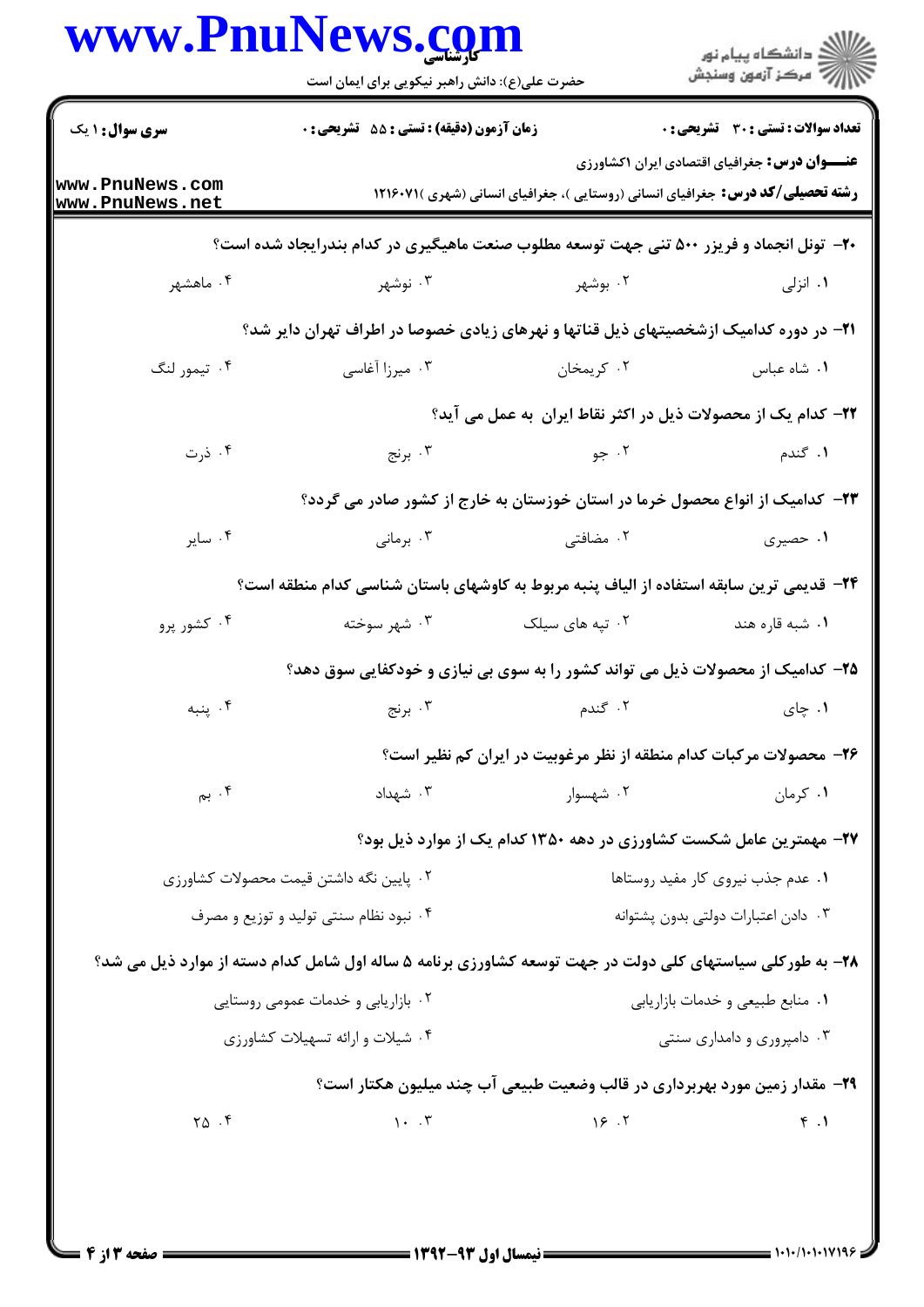**سری سوال:** ۱ یک

**زمان آزمون (دقیقه) : تستی :** ۵۵ **تشریحی :** ۰

**تعداد سوالات : تستی :** ۳۰ **تشریحی :** ۰

**عنـــوان درس:** جغرافیای اقتصادی ایران ۱کشاورزی

**رشته تحصیلی/کد درس:** جغرافیای انسانی (روستایی )، جغرافیای انسانی (شهری )۱۲۱۶۰۷۱

۲۰- تونل انجماد و فریزر ۵۰۰ تنی جهت توسعه مطلوب صنعت ماهیگیری در کدام بندرایجاد شده است؟

۱. انزلی  ۲. بوشهر  ۳. نوشهر  ۴. ماهشهر

۲۱- در دوره کدامیک ازشخصیتهای ذیل قناتها و نهرهای زیادی خصوصا در اطراف تهران دایر شد؟

۱. شاه عباس  ۲. کریمخان  ۳. میرزا آغاسی  ۴. تیمور لنگ

۲۲- کدام یک از محصولات ذیل در اکثر نقاط ایران به عمل می آید؟

۱. گندم  ۲. جو  ۳. برنج  ۴. ذرت

۲۳- کدامیک از انواع محصول خرما در استان خوزستان به خارج از کشور صادر می گردد؟

۱. حصیری  ۲. مضافتی  ۳. برمانی  ۴. سایر

۲۴- قدیمی ترین سابقه استفاده از الیاف پنبه مربوط به کاوشهای باستان شناسی کدام منطقه است؟

۱. شبه قاره هند  ۲. تپه های سیلک  ۳. شهر سوخته  ۴. کشور پرو

۲۵- کدامیک از محصولات ذیل می تواند کشور را به سوی بی نیازی و خودکفایی سوق دهد؟

۱. چای  ۲. گندم  ۳. برنج  ۴. پنبه

۲۶- محصولات مرکبات کدام منطقه از نظر مرغوبیت در ایران کم نظیر است؟

۱. کرمان  ۲. شهسوار  ۳. شهداد  ۴. بم

۲۷- مهمترین عامل شکست کشاورزی در دهه ۱۳۵۰ کدام یک از موارد ذیل بود؟

۱. عدم جذب نیروی کار مفید روستاها

۲. پایین نگه داشتن قیمت محصولات کشاورزی

۳. دادن اعتبارات دولتی بدون پشتوانه

۴. نبود نظام سنتی تولید و توزیع و مصرف

۲۸- به طورکلی سیاستهای کلی دولت در جهت توسعه کشاورزی برنامه ۵ ساله اول شامل کدام دسته از موارد ذیل می شد؟

۱. منابع طبیعی و خدمات بازاریابی

۲. بازاریابی و خدمات عمومی روستایی

۳. دامپروری و دامداری سنتی

۴. شیلات و ارائه تسهیلات کشاورزی

۲۹- مقدار زمین مورد بهربرداری در قالب وضعیت طبیعی آب چند میلیون هکتار است؟

۱. ۴  ۲. ۱۶  ۳. ۱۰  ۴. ۲۵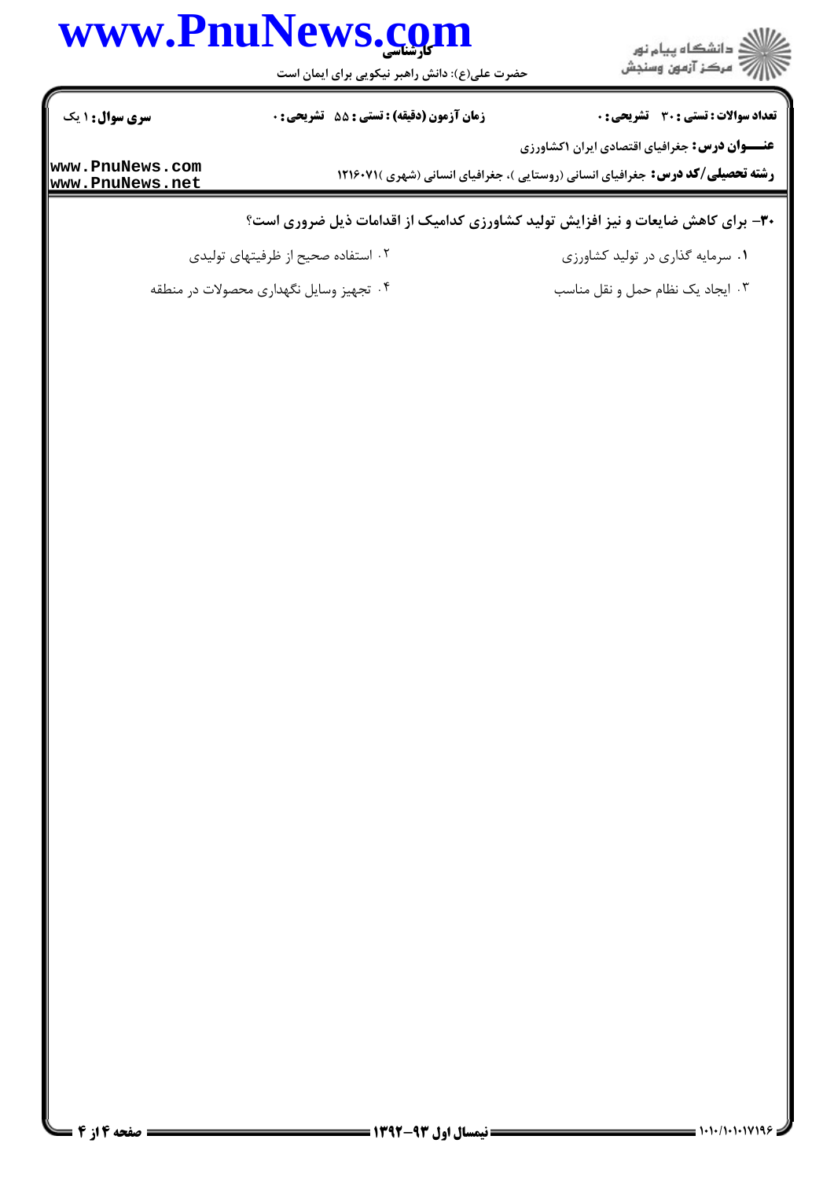**۳۰- برای کاهش ضایعات و نیز افزایش تولید کشاورزی کدامیک از اقدامات ذیل ضروری است؟**

۱. سرمایه گذاری در تولید کشاورزی

۲. استفاده صحیح از ظرفیتهای تولیدی

۳. ایجاد یک نظام حمل و نقل مناسب

۴. تجهیز وسایل نگهداری محصولات در منطقه